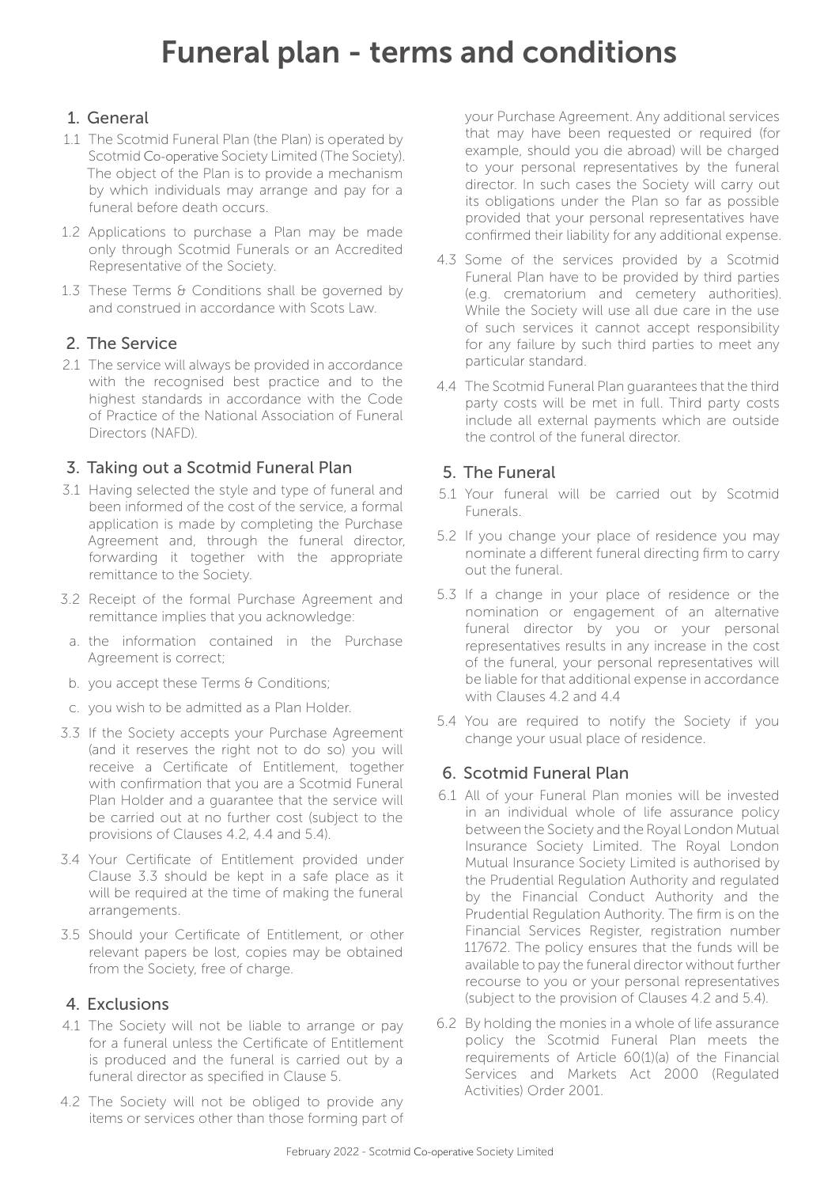# Funeral plan - terms and conditions

## 1. General

1.1 The Scotmid Funeral Plan (the Plan) is operated by Scotmid Co-operative Society Limited (The Society). The object of the Plan is to provide a mechanism by which individuals may arrange and pay for a funeral before death occurs.

1.2 Applications to purchase a Plan may be made only through Scotmid Funerals or an Accredited Representative of the Society.

1.3 These Terms & Conditions shall be governed by and construed in accordance with Scots Law.

## 2. The Service

2.1 The service will always be provided in accordance with the recognised best practice and to the highest standards in accordance with the Code of Practice of the National Association of Funeral Directors (NAFD).

## 3. Taking out a Scotmid Funeral Plan

3.1 Having selected the style and type of funeral and been informed of the cost of the service, a formal application is made by completing the Purchase Agreement and, through the funeral director, forwarding it together with the appropriate remittance to the Society.

3.2 Receipt of the formal Purchase Agreement and remittance implies that you acknowledge:

a. the information contained in the Purchase Agreement is correct;

b. you accept these Terms & Conditions;

c. you wish to be admitted as a Plan Holder.

3.3 If the Society accepts your Purchase Agreement (and it reserves the right not to do so) you will receive a Certificate of Entitlement, together with confirmation that you are a Scotmid Funeral Plan Holder and a guarantee that the service will be carried out at no further cost (subject to the provisions of Clauses 4.2, 4.4 and 5.4).

3.4 Your Certificate of Entitlement provided under Clause 3.3 should be kept in a safe place as it will be required at the time of making the funeral arrangements.

3.5 Should your Certificate of Entitlement, or other relevant papers be lost, copies may be obtained from the Society, free of charge.

## 4. Exclusions

4.1 The Society will not be liable to arrange or pay for a funeral unless the Certificate of Entitlement is produced and the funeral is carried out by a funeral director as specified in Clause 5.

4.2 The Society will not be obliged to provide any items or services other than those forming part of your Purchase Agreement. Any additional services that may have been requested or required (for example, should you die abroad) will be charged to your personal representatives by the funeral director. In such cases the Society will carry out its obligations under the Plan so far as possible provided that your personal representatives have confirmed their liability for any additional expense.

4.3 Some of the services provided by a Scotmid Funeral Plan have to be provided by third parties (e.g. crematorium and cemetery authorities). While the Society will use all due care in the use of such services it cannot accept responsibility for any failure by such third parties to meet any particular standard.

4.4 The Scotmid Funeral Plan guarantees that the third party costs will be met in full. Third party costs include all external payments which are outside the control of the funeral director.

## 5. The Funeral

5.1 Your funeral will be carried out by Scotmid Funerals.

5.2 If you change your place of residence you may nominate a different funeral directing firm to carry out the funeral.

5.3 If a change in your place of residence or the nomination or engagement of an alternative funeral director by you or your personal representatives results in any increase in the cost of the funeral, your personal representatives will be liable for that additional expense in accordance with Clauses 4.2 and 4.4

5.4 You are required to notify the Society if you change your usual place of residence.

## 6. Scotmid Funeral Plan

6.1 All of your Funeral Plan monies will be invested in an individual whole of life assurance policy between the Society and the Royal London Mutual Insurance Society Limited. The Royal London Mutual Insurance Society Limited is authorised by the Prudential Regulation Authority and regulated by the Financial Conduct Authority and the Prudential Regulation Authority. The firm is on the Financial Services Register, registration number 117672. The policy ensures that the funds will be available to pay the funeral director without further recourse to you or your personal representatives (subject to the provision of Clauses 4.2 and 5.4).

6.2 By holding the monies in a whole of life assurance policy the Scotmid Funeral Plan meets the requirements of Article 60(1)(a) of the Financial Services and Markets Act 2000 (Regulated Activities) Order 2001.

February 2022 - Scotmid Co-operative Society Limited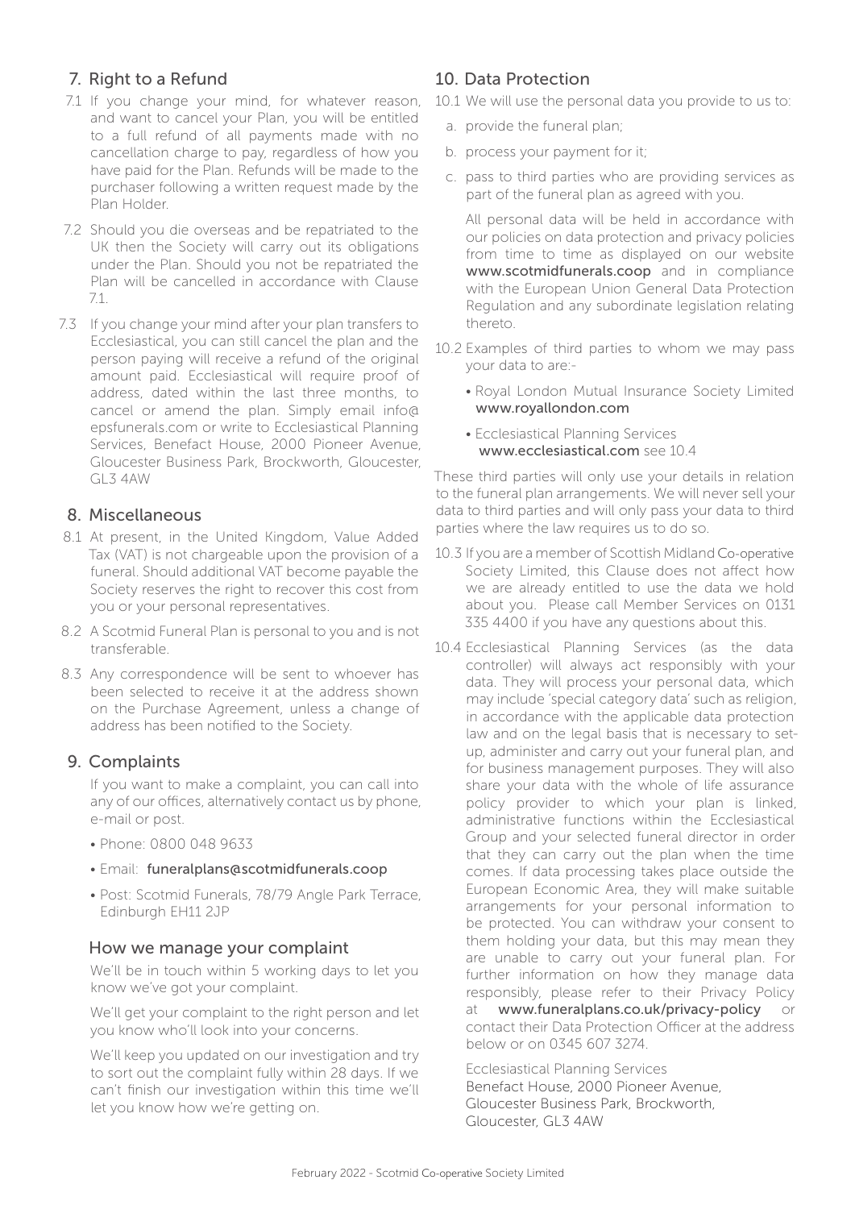## 7. Right to a Refund

7.1 If you change your mind, for whatever reason, and want to cancel your Plan, you will be entitled to a full refund of all payments made with no cancellation charge to pay, regardless of how you have paid for the Plan. Refunds will be made to the purchaser following a written request made by the Plan Holder.

7.2 Should you die overseas and be repatriated to the UK then the Society will carry out its obligations under the Plan. Should you not be repatriated the Plan will be cancelled in accordance with Clause 7.1.

7.3 If you change your mind after your plan transfers to Ecclesiastical, you can still cancel the plan and the person paying will receive a refund of the original amount paid. Ecclesiastical will require proof of address, dated within the last three months, to cancel or amend the plan. Simply email info@epsfunerals.com or write to Ecclesiastical Planning Services, Benefact House, 2000 Pioneer Avenue, Gloucester Business Park, Brockworth, Gloucester, GL3 4AW

## 8. Miscellaneous

8.1 At present, in the United Kingdom, Value Added Tax (VAT) is not chargeable upon the provision of a funeral. Should additional VAT become payable the Society reserves the right to recover this cost from you or your personal representatives.

8.2 A Scotmid Funeral Plan is personal to you and is not transferable.

8.3 Any correspondence will be sent to whoever has been selected to receive it at the address shown on the Purchase Agreement, unless a change of address has been notified to the Society.

## 9. Complaints

If you want to make a complaint, you can call into any of our offices, alternatively contact us by phone, e-mail or post.

- Phone: 0800 048 9633
- Email: **funeralplans@scotmidfunerals.coop**
- Post: Scotmid Funerals, 78/79 Angle Park Terrace, Edinburgh EH11 2JP

### How we manage your complaint

We'll be in touch within 5 working days to let you know we've got your complaint.

We'll get your complaint to the right person and let you know who'll look into your concerns.

We'll keep you updated on our investigation and try to sort out the complaint fully within 28 days. If we can't finish our investigation within this time we'll let you know how we're getting on.

## 10. Data Protection

10.1 We will use the personal data you provide to us to:

a. provide the funeral plan;

b. process your payment for it;

c. pass to third parties who are providing services as part of the funeral plan as agreed with you.

All personal data will be held in accordance with our policies on data protection and privacy policies from time to time as displayed on our website **www.scotmidfunerals.coop** and in compliance with the European Union General Data Protection Regulation and any subordinate legislation relating thereto.

10.2 Examples of third parties to whom we may pass your data to are:-

- Royal London Mutual Insurance Society Limited **www.royallondon.com**
- Ecclesiastical Planning Services **www.ecclesiastical.com** see 10.4

These third parties will only use your details in relation to the funeral plan arrangements. We will never sell your data to third parties and will only pass your data to third parties where the law requires us to do so.

10.3 If you are a member of Scottish Midland Co-operative Society Limited, this Clause does not affect how we are already entitled to use the data we hold about you. Please call Member Services on 0131 335 4400 if you have any questions about this.

10.4 Ecclesiastical Planning Services (as the data controller) will always act responsibly with your data. They will process your personal data, which may include 'special category data' such as religion, in accordance with the applicable data protection law and on the legal basis that is necessary to set-up, administer and carry out your funeral plan, and for business management purposes. They will also share your data with the whole of life assurance policy provider to which your plan is linked, administrative functions within the Ecclesiastical Group and your selected funeral director in order that they can carry out the plan when the time comes. If data processing takes place outside the European Economic Area, they will make suitable arrangements for your personal information to be protected. You can withdraw your consent to them holding your data, but this may mean they are unable to carry out your funeral plan. For further information on how they manage data responsibly, please refer to their Privacy Policy at **www.funeralplans.co.uk/privacy-policy** or contact their Data Protection Officer at the address below or on 0345 607 3274.

Ecclesiastical Planning Services
Benefact House, 2000 Pioneer Avenue,
Gloucester Business Park, Brockworth,
Gloucester, GL3 4AW

February 2022 - Scotmid Co-operative Society Limited